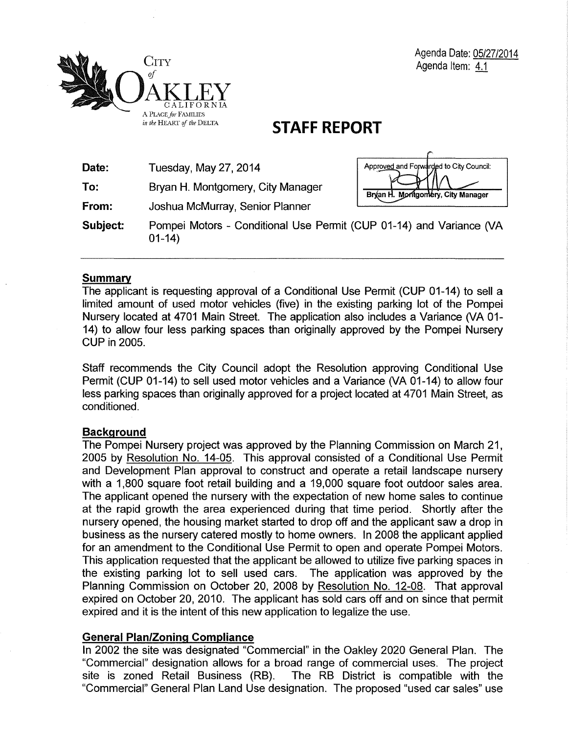Agenda Date: 05/27/2014
Agenda Item: 4.1

CITY of OAKLEY CALIFORNIA
A PLACE for FAMILIES in the HEART of the DELTA

# STAFF REPORT

**Date:** Tuesday, May 27, 2014

**To:** Bryan H. Montgomery, City Manager

**From:** Joshua McMurray, Senior Planner

**Subject:** Pompei Motors - Conditional Use Permit (CUP 01-14) and Variance (VA 01-14)

Approved and Forwarded to City Council:
Bryan H. Montgomery, City Manager

---

## Summary

The applicant is requesting approval of a Conditional Use Permit (CUP 01-14) to sell a limited amount of used motor vehicles (five) in the existing parking lot of the Pompei Nursery located at 4701 Main Street. The application also includes a Variance (VA 01-14) to allow four less parking spaces than originally approved by the Pompei Nursery CUP in 2005.

Staff recommends the City Council adopt the Resolution approving Conditional Use Permit (CUP 01-14) to sell used motor vehicles and a Variance (VA 01-14) to allow four less parking spaces than originally approved for a project located at 4701 Main Street, as conditioned.

## Background

The Pompei Nursery project was approved by the Planning Commission on March 21, 2005 by Resolution No. 14-05. This approval consisted of a Conditional Use Permit and Development Plan approval to construct and operate a retail landscape nursery with a 1,800 square foot retail building and a 19,000 square foot outdoor sales area. The applicant opened the nursery with the expectation of new home sales to continue at the rapid growth the area experienced during that time period. Shortly after the nursery opened, the housing market started to drop off and the applicant saw a drop in business as the nursery catered mostly to home owners. In 2008 the applicant applied for an amendment to the Conditional Use Permit to open and operate Pompei Motors. This application requested that the applicant be allowed to utilize five parking spaces in the existing parking lot to sell used cars. The application was approved by the Planning Commission on October 20, 2008 by Resolution No. 12-08. That approval expired on October 20, 2010. The applicant has sold cars off and on since that permit expired and it is the intent of this new application to legalize the use.

## General Plan/Zoning Compliance

In 2002 the site was designated "Commercial" in the Oakley 2020 General Plan. The "Commercial" designation allows for a broad range of commercial uses. The project site is zoned Retail Business (RB). The RB District is compatible with the "Commercial" General Plan Land Use designation. The proposed "used car sales" use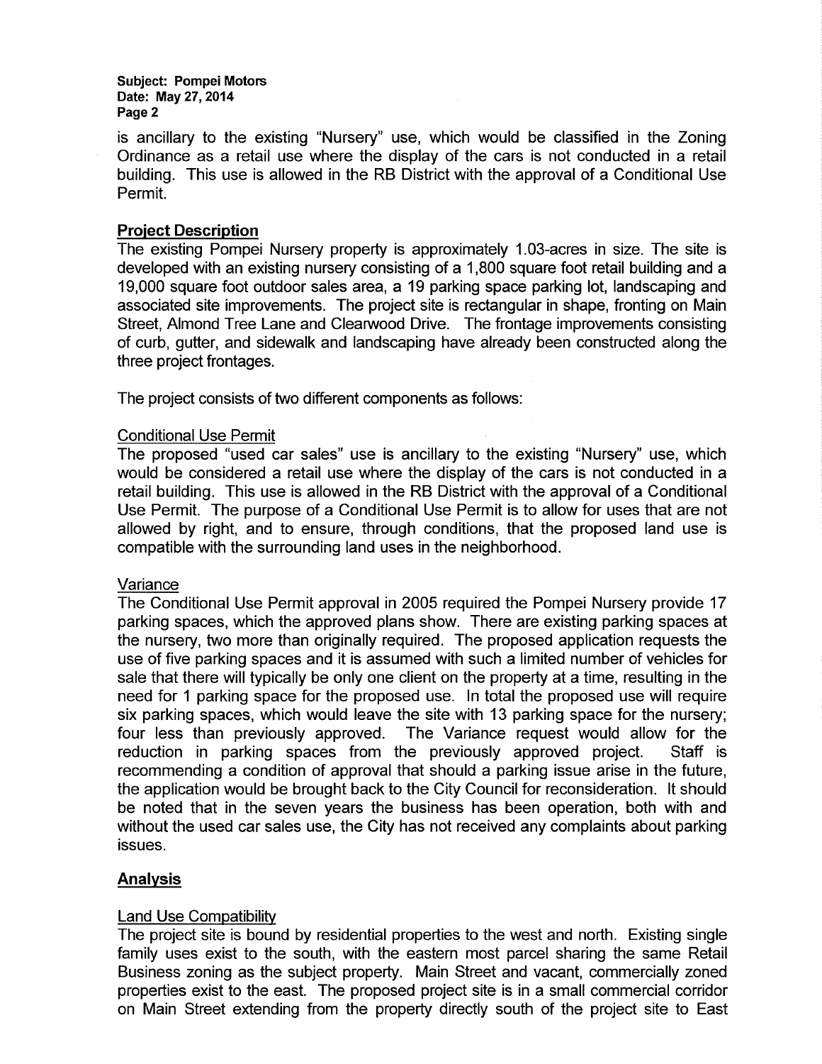is ancillary to the existing "Nursery" use, which would be classified in the Zoning Ordinance as a retail use where the display of the cars is not conducted in a retail building. This use is allowed in the RB District with the approval of a Conditional Use Permit.

## Project Description

The existing Pompei Nursery property is approximately 1.03-acres in size. The site is developed with an existing nursery consisting of a 1,800 square foot retail building and a 19,000 square foot outdoor sales area, a 19 parking space parking lot, landscaping and associated site improvements. The project site is rectangular in shape, fronting on Main Street, Almond Tree Lane and Clearwood Drive. The frontage improvements consisting of curb, gutter, and sidewalk and landscaping have already been constructed along the three project frontages.

The project consists of two different components as follows:

### Conditional Use Permit

The proposed "used car sales" use is ancillary to the existing "Nursery" use, which would be considered a retail use where the display of the cars is not conducted in a retail building. This use is allowed in the RB District with the approval of a Conditional Use Permit. The purpose of a Conditional Use Permit is to allow for uses that are not allowed by right, and to ensure, through conditions, that the proposed land use is compatible with the surrounding land uses in the neighborhood.

### Variance

The Conditional Use Permit approval in 2005 required the Pompei Nursery provide 17 parking spaces, which the approved plans show. There are existing parking spaces at the nursery, two more than originally required. The proposed application requests the use of five parking spaces and it is assumed with such a limited number of vehicles for sale that there will typically be only one client on the property at a time, resulting in the need for 1 parking space for the proposed use. In total the proposed use will require six parking spaces, which would leave the site with 13 parking space for the nursery; four less than previously approved. The Variance request would allow for the reduction in parking spaces from the previously approved project. Staff is recommending a condition of approval that should a parking issue arise in the future, the application would be brought back to the City Council for reconsideration. It should be noted that in the seven years the business has been operation, both with and without the used car sales use, the City has not received any complaints about parking issues.

## Analysis

### Land Use Compatibility

The project site is bound by residential properties to the west and north. Existing single family uses exist to the south, with the eastern most parcel sharing the same Retail Business zoning as the subject property. Main Street and vacant, commercially zoned properties exist to the east. The proposed project site is in a small commercial corridor on Main Street extending from the property directly south of the project site to East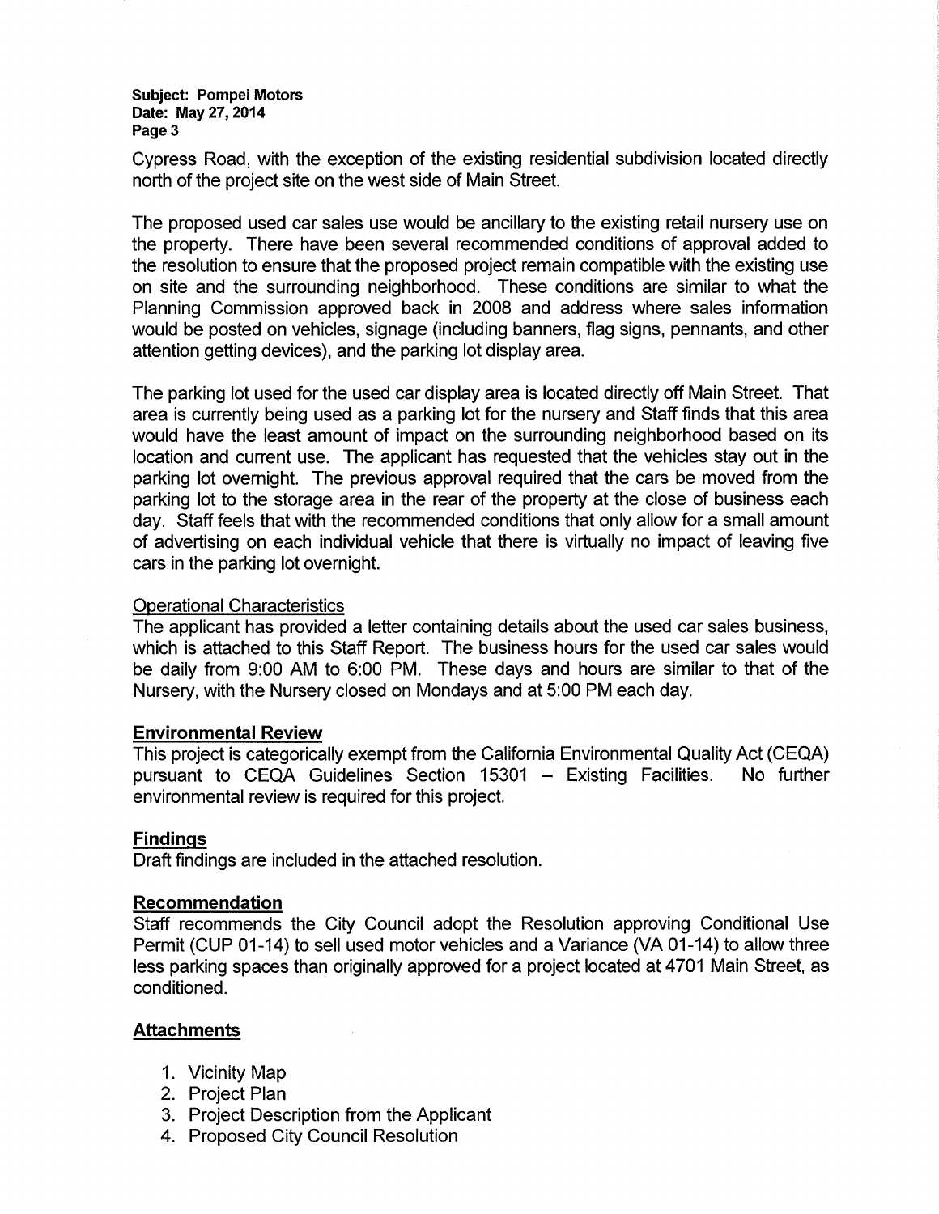Cypress Road, with the exception of the existing residential subdivision located directly north of the project site on the west side of Main Street.

The proposed used car sales use would be ancillary to the existing retail nursery use on the property. There have been several recommended conditions of approval added to the resolution to ensure that the proposed project remain compatible with the existing use on site and the surrounding neighborhood. These conditions are similar to what the Planning Commission approved back in 2008 and address where sales information would be posted on vehicles, signage (including banners, flag signs, pennants, and other attention getting devices), and the parking lot display area.

The parking lot used for the used car display area is located directly off Main Street. That area is currently being used as a parking lot for the nursery and Staff finds that this area would have the least amount of impact on the surrounding neighborhood based on its location and current use. The applicant has requested that the vehicles stay out in the parking lot overnight. The previous approval required that the cars be moved from the parking lot to the storage area in the rear of the property at the close of business each day. Staff feels that with the recommended conditions that only allow for a small amount of advertising on each individual vehicle that there is virtually no impact of leaving five cars in the parking lot overnight.

Operational Characteristics

The applicant has provided a letter containing details about the used car sales business, which is attached to this Staff Report. The business hours for the used car sales would be daily from 9:00 AM to 6:00 PM. These days and hours are similar to that of the Nursery, with the Nursery closed on Mondays and at 5:00 PM each day.

## Environmental Review

This project is categorically exempt from the California Environmental Quality Act (CEQA) pursuant to CEQA Guidelines Section 15301 – Existing Facilities. No further environmental review is required for this project.

## Findings

Draft findings are included in the attached resolution.

## Recommendation

Staff recommends the City Council adopt the Resolution approving Conditional Use Permit (CUP 01-14) to sell used motor vehicles and a Variance (VA 01-14) to allow three less parking spaces than originally approved for a project located at 4701 Main Street, as conditioned.

## Attachments

1. Vicinity Map
2. Project Plan
3. Project Description from the Applicant
4. Proposed City Council Resolution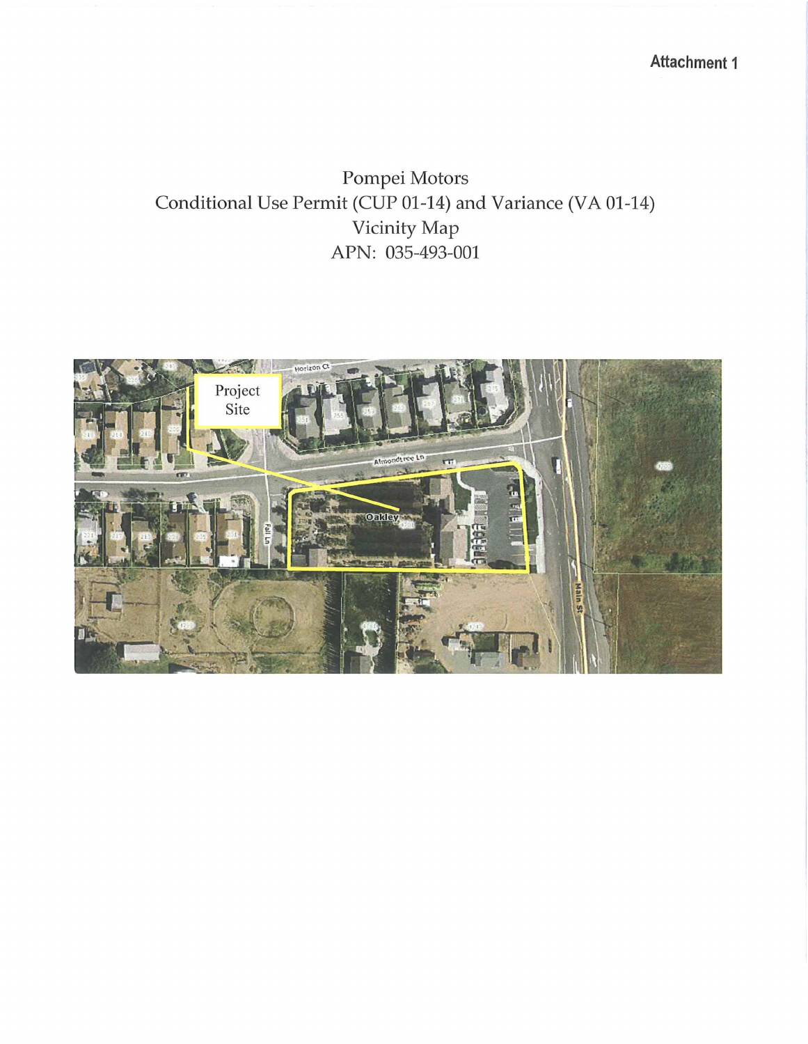Attachment 1

# Pompei Motors
## Conditional Use Permit (CUP 01-14) and Variance (VA 01-14)
## Vicinity Map
## APN: 035-493-001

Project Site

Horizon Ct

Almondtree Ln

Fall Ln

Oakley

Main St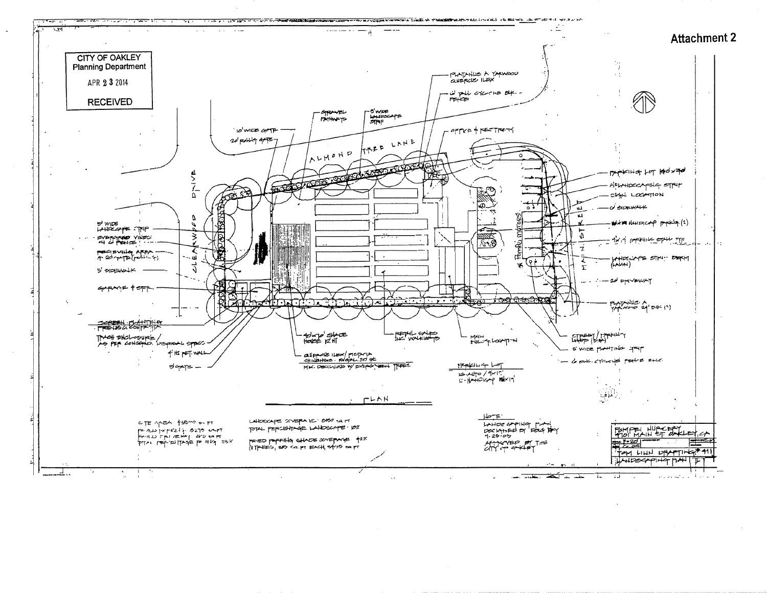**Attachment 2**

CITY OF OAKLEY
Planning Department
APR 23 2014
RECEIVED

ALMOND TREE LANE

CLEARWOOD DRIVE

MAIN STREET

PLATANUS A. YARWOOD
QUERCUS ILEX

6' TALL CYCLONE BLK. FENCE

GRAVEL PATHWAYS

5' WIDE LANDSCAPE STRIP

OFFICE & RESTROOM

10' WIDE GATE

20' ROLLING GATE

PARKING LOT 140x70

5' LANDSCAPING STRIP

SIGN LOCATION

6' SIDEWALK

HANDICAP PARKING (1)

9'x19' PARKING STALL TYP.

LANDSCAPE STRIP BERM (LAWN)

20' DRIVEWAY

PLATANUS A. YARWOOD 24" BOX (7)

5' WIDE LANDSCAPE STRIP

EVERGREEN VINES ON 6' FENCE

RECEIVING AREA & 20' GATE (ROLLING)

5' SIDEWALK

GARAGE & STOR.

SCREEN PLANTING FREMONTIA CALIFORNICA

TRASH ENCLOSURE AS PER CONCORD DISPOSAL SPECS

4' HI RET. WALL

5' GATE

40'x70' SHADE HOUSE 12' HT

QUERCUS ILEX / PISTACIA CHINENSIS - EQUAL 30 GC MIX. DECIDUOUS W/ EVERGREEN TREES

RETAIL SALES INC. WALKWAYS

MAIN BUILDING LOCATION

STREET / PARKING LAMP (SIM.)

5' WIDE PLANTING STRIP

6' BLK. CYCLONE FENCE ENC.

PARKING LOT
16 - AUTO / 9x19
1 - HANDICAP 16x19

Pompei motors

PLAN

SITE AREA 45,000 SQ. FT
PAVED PARKING 8275 SQ. FT
PAVED DRIVEWAY 2400 SQ. FT
TOTAL PERCENTAGE PAVING 23%

LANDSCAPE COVERAGE 8150 SQ FT
TOTAL PERCENTAGE LANDSCAPE 18%

PAVED PARKING SHADE COVERAGE 42%
(11 TREES, 315 SQ. FT EACH, 3475 SQ FT)

NOTE:
LANDSCAPING PLAN DESIGNED BY DOUG BAY 4-25-03
APPROVED BY THE CITY OF OAKLEY

POMPEI NURSERY
4101 MAIN ST. OAKLEY, CA
1"=20'
TOM LINN DRAFTING #411
LANDSCAPING PLAN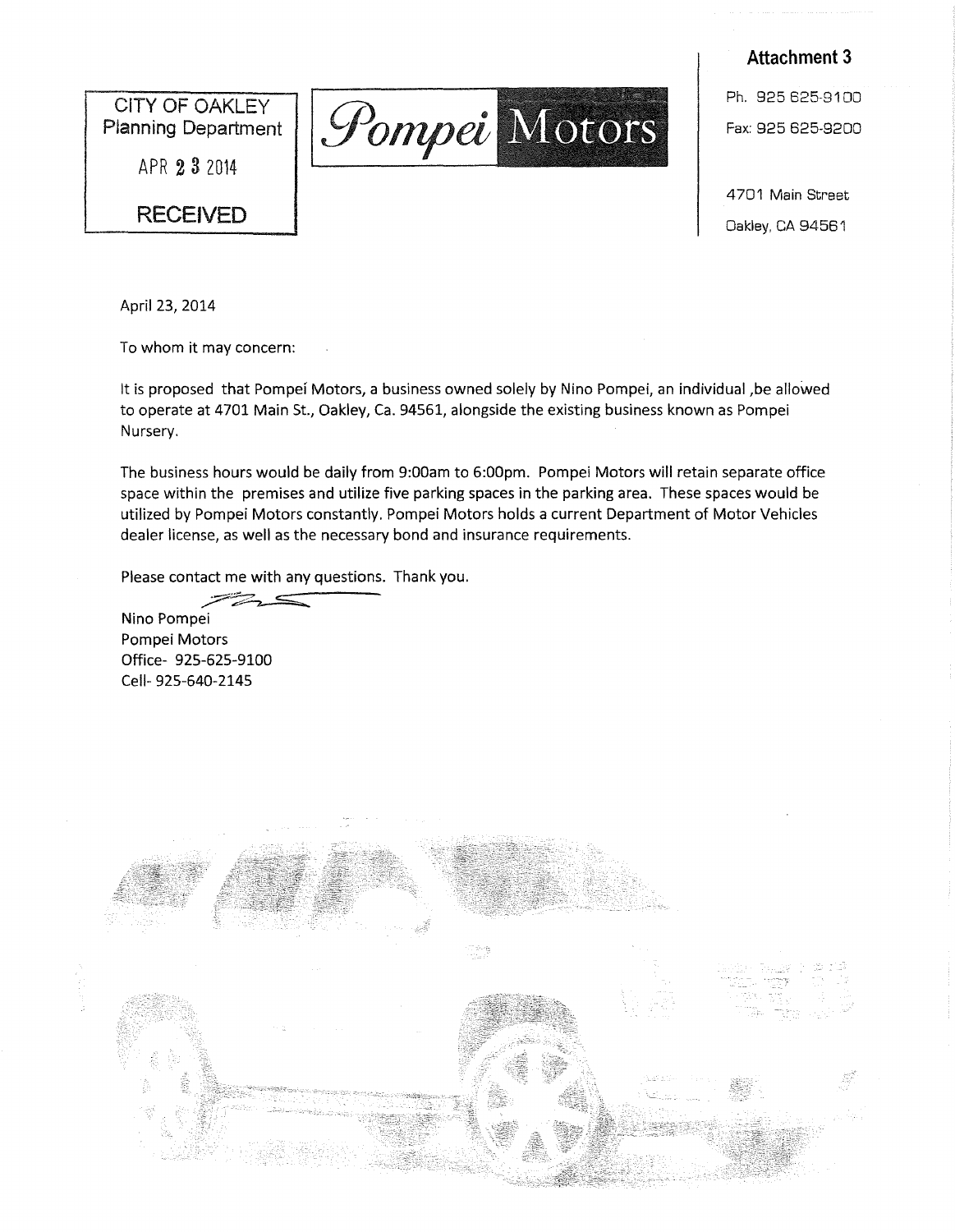**Attachment 3**

CITY OF OAKLEY
Planning Department
APR 23 2014
RECEIVED

*Pompei* Motors

Ph. 925 625-9100
Fax: 925 625-9200

4701 Main Street
Oakley, CA 94561

April 23, 2014

To whom it may concern:

It is proposed that Pompei Motors, a business owned solely by Nino Pompei, an individual ,be allowed to operate at 4701 Main St., Oakley, Ca. 94561, alongside the existing business known as Pompei Nursery.

The business hours would be daily from 9:00am to 6:00pm. Pompei Motors will retain separate office space within the premises and utilize five parking spaces in the parking area. These spaces would be utilized by Pompei Motors constantly. Pompei Motors holds a current Department of Motor Vehicles dealer license, as well as the necessary bond and insurance requirements.

Please contact me with any questions. Thank you.

Nino Pompei
Pompei Motors
Office- 925-625-9100
Cell- 925-640-2145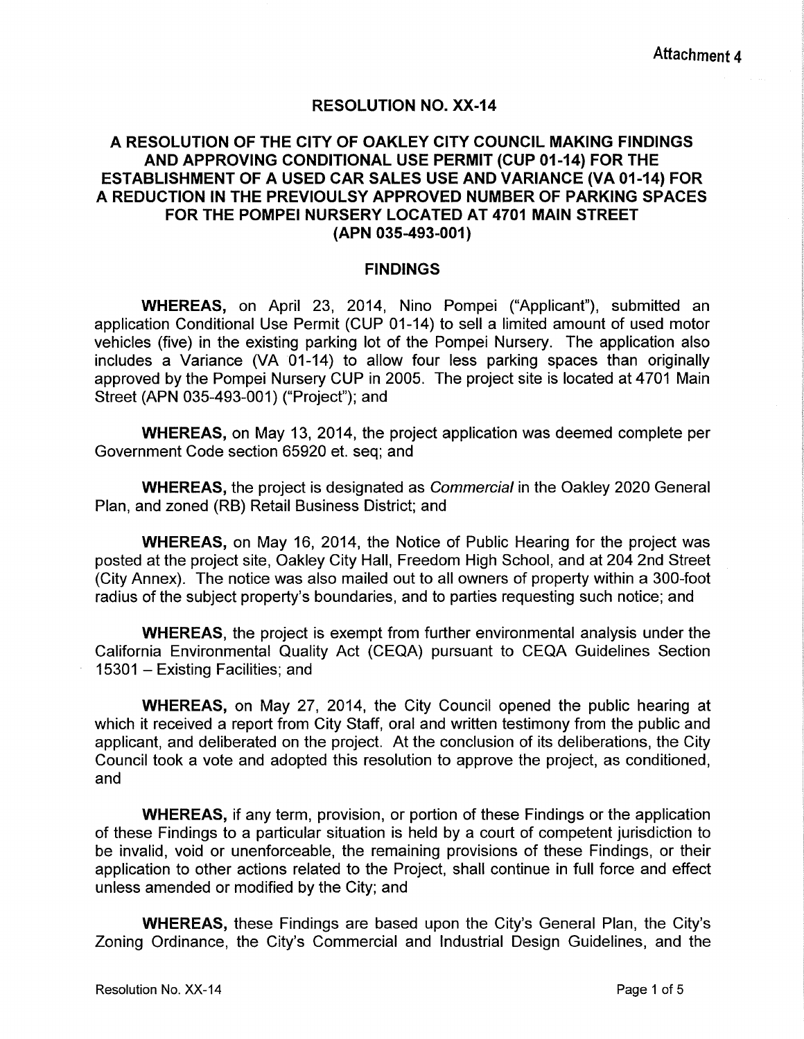Attachment 4

# RESOLUTION NO. XX-14

## A RESOLUTION OF THE CITY OF OAKLEY CITY COUNCIL MAKING FINDINGS AND APPROVING CONDITIONAL USE PERMIT (CUP 01-14) FOR THE ESTABLISHMENT OF A USED CAR SALES USE AND VARIANCE (VA 01-14) FOR A REDUCTION IN THE PREVIOULSY APPROVED NUMBER OF PARKING SPACES FOR THE POMPEI NURSERY LOCATED AT 4701 MAIN STREET (APN 035-493-001)

## FINDINGS

**WHEREAS,** on April 23, 2014, Nino Pompei ("Applicant"), submitted an application Conditional Use Permit (CUP 01-14) to sell a limited amount of used motor vehicles (five) in the existing parking lot of the Pompei Nursery. The application also includes a Variance (VA 01-14) to allow four less parking spaces than originally approved by the Pompei Nursery CUP in 2005. The project site is located at 4701 Main Street (APN 035-493-001) ("Project"); and

**WHEREAS,** on May 13, 2014, the project application was deemed complete per Government Code section 65920 et. seq; and

**WHEREAS,** the project is designated as *Commercial* in the Oakley 2020 General Plan, and zoned (RB) Retail Business District; and

**WHEREAS,** on May 16, 2014, the Notice of Public Hearing for the project was posted at the project site, Oakley City Hall, Freedom High School, and at 204 2nd Street (City Annex). The notice was also mailed out to all owners of property within a 300-foot radius of the subject property's boundaries, and to parties requesting such notice; and

**WHEREAS,** the project is exempt from further environmental analysis under the California Environmental Quality Act (CEQA) pursuant to CEQA Guidelines Section 15301 – Existing Facilities; and

**WHEREAS,** on May 27, 2014, the City Council opened the public hearing at which it received a report from City Staff, oral and written testimony from the public and applicant, and deliberated on the project. At the conclusion of its deliberations, the City Council took a vote and adopted this resolution to approve the project, as conditioned, and

**WHEREAS,** if any term, provision, or portion of these Findings or the application of these Findings to a particular situation is held by a court of competent jurisdiction to be invalid, void or unenforceable, the remaining provisions of these Findings, or their application to other actions related to the Project, shall continue in full force and effect unless amended or modified by the City; and

**WHEREAS,** these Findings are based upon the City's General Plan, the City's Zoning Ordinance, the City's Commercial and Industrial Design Guidelines, and the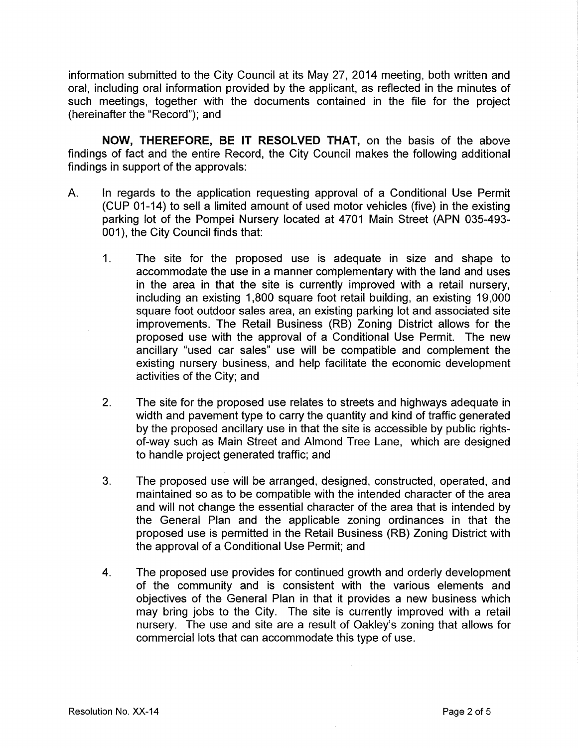information submitted to the City Council at its May 27, 2014 meeting, both written and oral, including oral information provided by the applicant, as reflected in the minutes of such meetings, together with the documents contained in the file for the project (hereinafter the "Record"); and

**NOW, THEREFORE, BE IT RESOLVED THAT,** on the basis of the above findings of fact and the entire Record, the City Council makes the following additional findings in support of the approvals:

A. In regards to the application requesting approval of a Conditional Use Permit (CUP 01-14) to sell a limited amount of used motor vehicles (five) in the existing parking lot of the Pompei Nursery located at 4701 Main Street (APN 035-493-001), the City Council finds that:

   1. The site for the proposed use is adequate in size and shape to accommodate the use in a manner complementary with the land and uses in the area in that the site is currently improved with a retail nursery, including an existing 1,800 square foot retail building, an existing 19,000 square foot outdoor sales area, an existing parking lot and associated site improvements. The Retail Business (RB) Zoning District allows for the proposed use with the approval of a Conditional Use Permit. The new ancillary "used car sales" use will be compatible and complement the existing nursery business, and help facilitate the economic development activities of the City; and

   2. The site for the proposed use relates to streets and highways adequate in width and pavement type to carry the quantity and kind of traffic generated by the proposed ancillary use in that the site is accessible by public rights-of-way such as Main Street and Almond Tree Lane, which are designed to handle project generated traffic; and

   3. The proposed use will be arranged, designed, constructed, operated, and maintained so as to be compatible with the intended character of the area and will not change the essential character of the area that is intended by the General Plan and the applicable zoning ordinances in that the proposed use is permitted in the Retail Business (RB) Zoning District with the approval of a Conditional Use Permit; and

   4. The proposed use provides for continued growth and orderly development of the community and is consistent with the various elements and objectives of the General Plan in that it provides a new business which may bring jobs to the City. The site is currently improved with a retail nursery. The use and site are a result of Oakley's zoning that allows for commercial lots that can accommodate this type of use.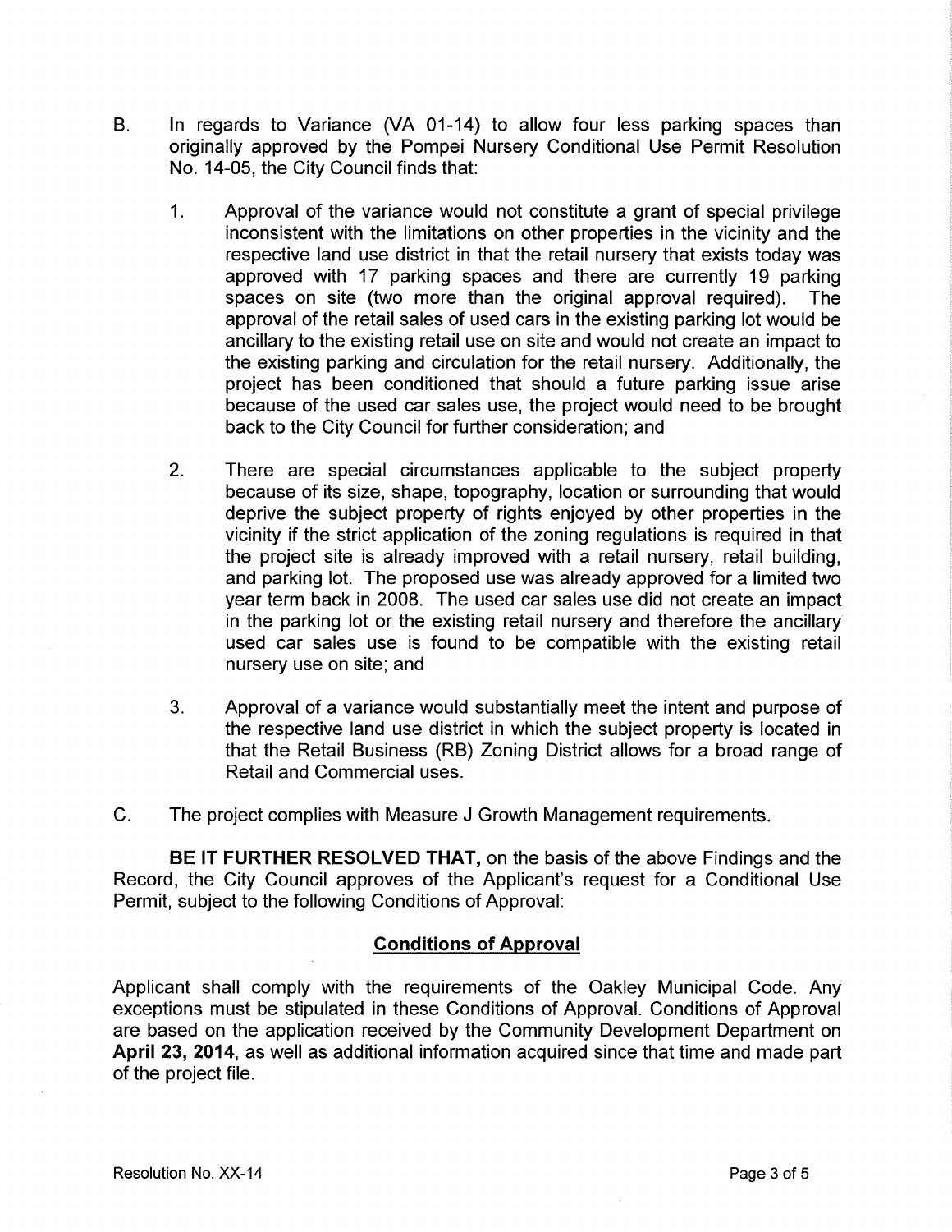B. In regards to Variance (VA 01-14) to allow four less parking spaces than originally approved by the Pompei Nursery Conditional Use Permit Resolution No. 14-05, the City Council finds that:

1. Approval of the variance would not constitute a grant of special privilege inconsistent with the limitations on other properties in the vicinity and the respective land use district in that the retail nursery that exists today was approved with 17 parking spaces and there are currently 19 parking spaces on site (two more than the original approval required). The approval of the retail sales of used cars in the existing parking lot would be ancillary to the existing retail use on site and would not create an impact to the existing parking and circulation for the retail nursery. Additionally, the project has been conditioned that should a future parking issue arise because of the used car sales use, the project would need to be brought back to the City Council for further consideration; and

2. There are special circumstances applicable to the subject property because of its size, shape, topography, location or surrounding that would deprive the subject property of rights enjoyed by other properties in the vicinity if the strict application of the zoning regulations is required in that the project site is already improved with a retail nursery, retail building, and parking lot. The proposed use was already approved for a limited two year term back in 2008. The used car sales use did not create an impact in the parking lot or the existing retail nursery and therefore the ancillary used car sales use is found to be compatible with the existing retail nursery use on site; and

3. Approval of a variance would substantially meet the intent and purpose of the respective land use district in which the subject property is located in that the Retail Business (RB) Zoning District allows for a broad range of Retail and Commercial uses.

C. The project complies with Measure J Growth Management requirements.

**BE IT FURTHER RESOLVED THAT,** on the basis of the above Findings and the Record, the City Council approves of the Applicant's request for a Conditional Use Permit, subject to the following Conditions of Approval:

## Conditions of Approval

Applicant shall comply with the requirements of the Oakley Municipal Code. Any exceptions must be stipulated in these Conditions of Approval. Conditions of Approval are based on the application received by the Community Development Department on **April 23, 2014**, as well as additional information acquired since that time and made part of the project file.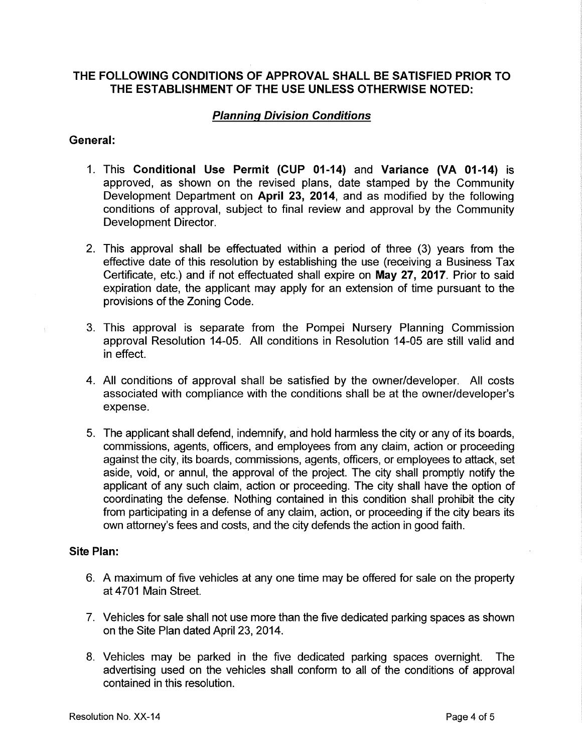## THE FOLLOWING CONDITIONS OF APPROVAL SHALL BE SATISFIED PRIOR TO THE ESTABLISHMENT OF THE USE UNLESS OTHERWISE NOTED:

### *Planning Division Conditions*

**General:**

1. This **Conditional Use Permit (CUP 01-14)** and **Variance (VA 01-14)** is approved, as shown on the revised plans, date stamped by the Community Development Department on **April 23, 2014**, and as modified by the following conditions of approval, subject to final review and approval by the Community Development Director.

2. This approval shall be effectuated within a period of three (3) years from the effective date of this resolution by establishing the use (receiving a Business Tax Certificate, etc.) and if not effectuated shall expire on **May 27, 2017**. Prior to said expiration date, the applicant may apply for an extension of time pursuant to the provisions of the Zoning Code.

3. This approval is separate from the Pompei Nursery Planning Commission approval Resolution 14-05. All conditions in Resolution 14-05 are still valid and in effect.

4. All conditions of approval shall be satisfied by the owner/developer. All costs associated with compliance with the conditions shall be at the owner/developer's expense.

5. The applicant shall defend, indemnify, and hold harmless the city or any of its boards, commissions, agents, officers, and employees from any claim, action or proceeding against the city, its boards, commissions, agents, officers, or employees to attack, set aside, void, or annul, the approval of the project. The city shall promptly notify the applicant of any such claim, action or proceeding. The city shall have the option of coordinating the defense. Nothing contained in this condition shall prohibit the city from participating in a defense of any claim, action, or proceeding if the city bears its own attorney's fees and costs, and the city defends the action in good faith.

**Site Plan:**

6. A maximum of five vehicles at any one time may be offered for sale on the property at 4701 Main Street.

7. Vehicles for sale shall not use more than the five dedicated parking spaces as shown on the Site Plan dated April 23, 2014.

8. Vehicles may be parked in the five dedicated parking spaces overnight. The advertising used on the vehicles shall conform to all of the conditions of approval contained in this resolution.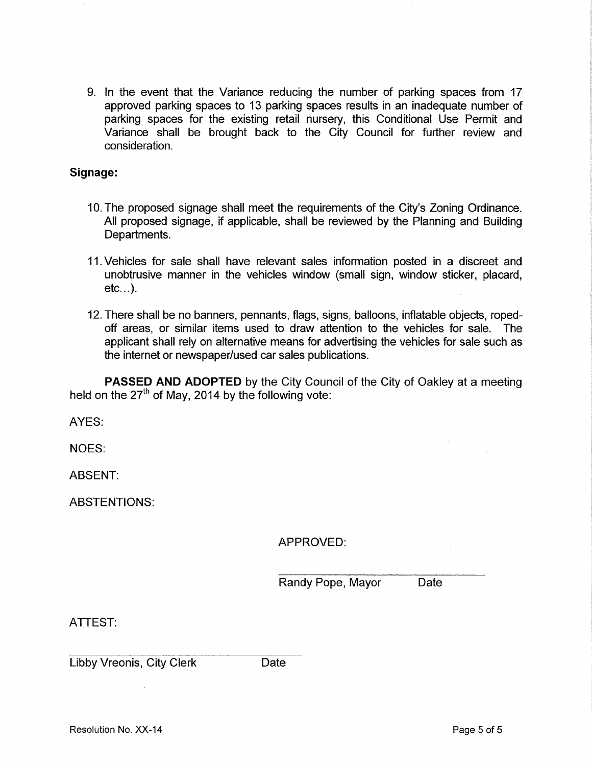9. In the event that the Variance reducing the number of parking spaces from 17 approved parking spaces to 13 parking spaces results in an inadequate number of parking spaces for the existing retail nursery, this Conditional Use Permit and Variance shall be brought back to the City Council for further review and consideration.

**Signage:**

10. The proposed signage shall meet the requirements of the City's Zoning Ordinance. All proposed signage, if applicable, shall be reviewed by the Planning and Building Departments.

11. Vehicles for sale shall have relevant sales information posted in a discreet and unobtrusive manner in the vehicles window (small sign, window sticker, placard, etc…).

12. There shall be no banners, pennants, flags, signs, balloons, inflatable objects, roped-off areas, or similar items used to draw attention to the vehicles for sale. The applicant shall rely on alternative means for advertising the vehicles for sale such as the internet or newspaper/used car sales publications.

**PASSED AND ADOPTED** by the City Council of the City of Oakley at a meeting held on the 27th of May, 2014 by the following vote:

AYES:

NOES:

ABSENT:

ABSTENTIONS:

APPROVED:

_______________________________

Randy Pope, Mayor  Date

ATTEST:

_______________________________

Libby Vreonis, City Clerk  Date

Resolution No. XX-14